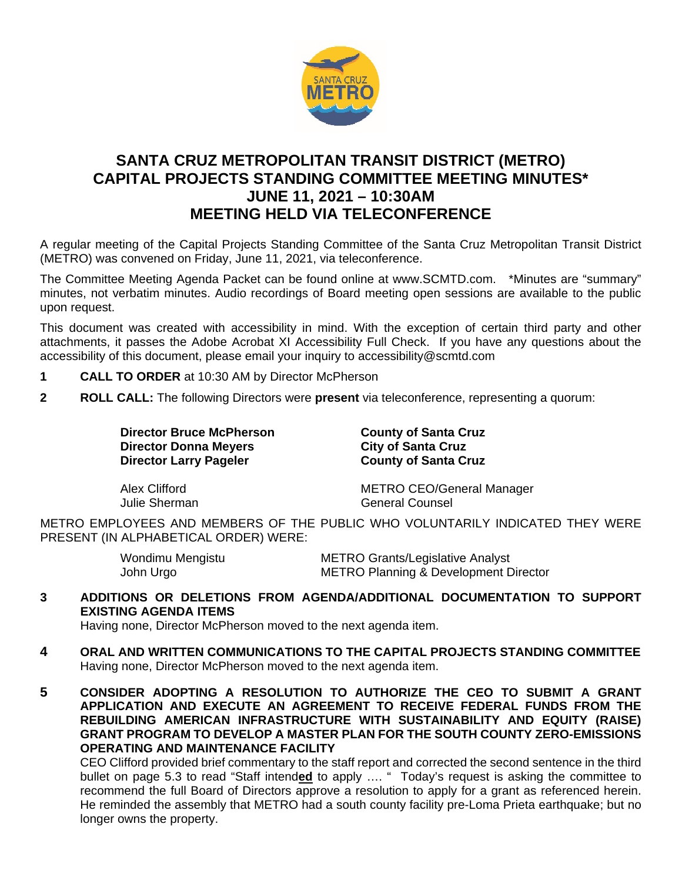# SANTA CRUZ METROPOLITAN TRANSIT DISTRICT (METRO)
# CAPITAL PROJECTS STANDING COMMITTEE MEETING MINUTES*
# JUNE 11, 2021 – 10:30AM
# MEETING HELD VIA TELECONFERENCE

A regular meeting of the Capital Projects Standing Committee of the Santa Cruz Metropolitan Transit District (METRO) was convened on Friday, June 11, 2021, via teleconference.

The Committee Meeting Agenda Packet can be found online at www.SCMTD.com. *Minutes are "summary" minutes, not verbatim minutes. Audio recordings of Board meeting open sessions are available to the public upon request.

This document was created with accessibility in mind. With the exception of certain third party and other attachments, it passes the Adobe Acrobat XI Accessibility Full Check. If you have any questions about the accessibility of this document, please email your inquiry to accessibility@scmtd.com

**1 CALL TO ORDER** at 10:30 AM by Director McPherson

**2 ROLL CALL:** The following Directors were **present** via teleconference, representing a quorum:

| | |
|---|---|
| **Director Bruce McPherson** | **County of Santa Cruz** |
| **Director Donna Meyers** | **City of Santa Cruz** |
| **Director Larry Pageler** | **County of Santa Cruz** |
| Alex Clifford | METRO CEO/General Manager |
| Julie Sherman | General Counsel |

METRO EMPLOYEES AND MEMBERS OF THE PUBLIC WHO VOLUNTARILY INDICATED THEY WERE PRESENT (IN ALPHABETICAL ORDER) WERE:

| | |
|---|---|
| Wondimu Mengistu | METRO Grants/Legislative Analyst |
| John Urgo | METRO Planning & Development Director |

**3 ADDITIONS OR DELETIONS FROM AGENDA/ADDITIONAL DOCUMENTATION TO SUPPORT EXISTING AGENDA ITEMS**

Having none, Director McPherson moved to the next agenda item.

**4 ORAL AND WRITTEN COMMUNICATIONS TO THE CAPITAL PROJECTS STANDING COMMITTEE**

Having none, Director McPherson moved to the next agenda item.

**5 CONSIDER ADOPTING A RESOLUTION TO AUTHORIZE THE CEO TO SUBMIT A GRANT APPLICATION AND EXECUTE AN AGREEMENT TO RECEIVE FEDERAL FUNDS FROM THE REBUILDING AMERICAN INFRASTRUCTURE WITH SUSTAINABILITY AND EQUITY (RAISE) GRANT PROGRAM TO DEVELOP A MASTER PLAN FOR THE SOUTH COUNTY ZERO-EMISSIONS OPERATING AND MAINTENANCE FACILITY**

CEO Clifford provided brief commentary to the staff report and corrected the second sentence in the third bullet on page 5.3 to read "Staff intend**ed** to apply …. " Today's request is asking the committee to recommend the full Board of Directors approve a resolution to apply for a grant as referenced herein. He reminded the assembly that METRO had a south county facility pre-Loma Prieta earthquake; but no longer owns the property.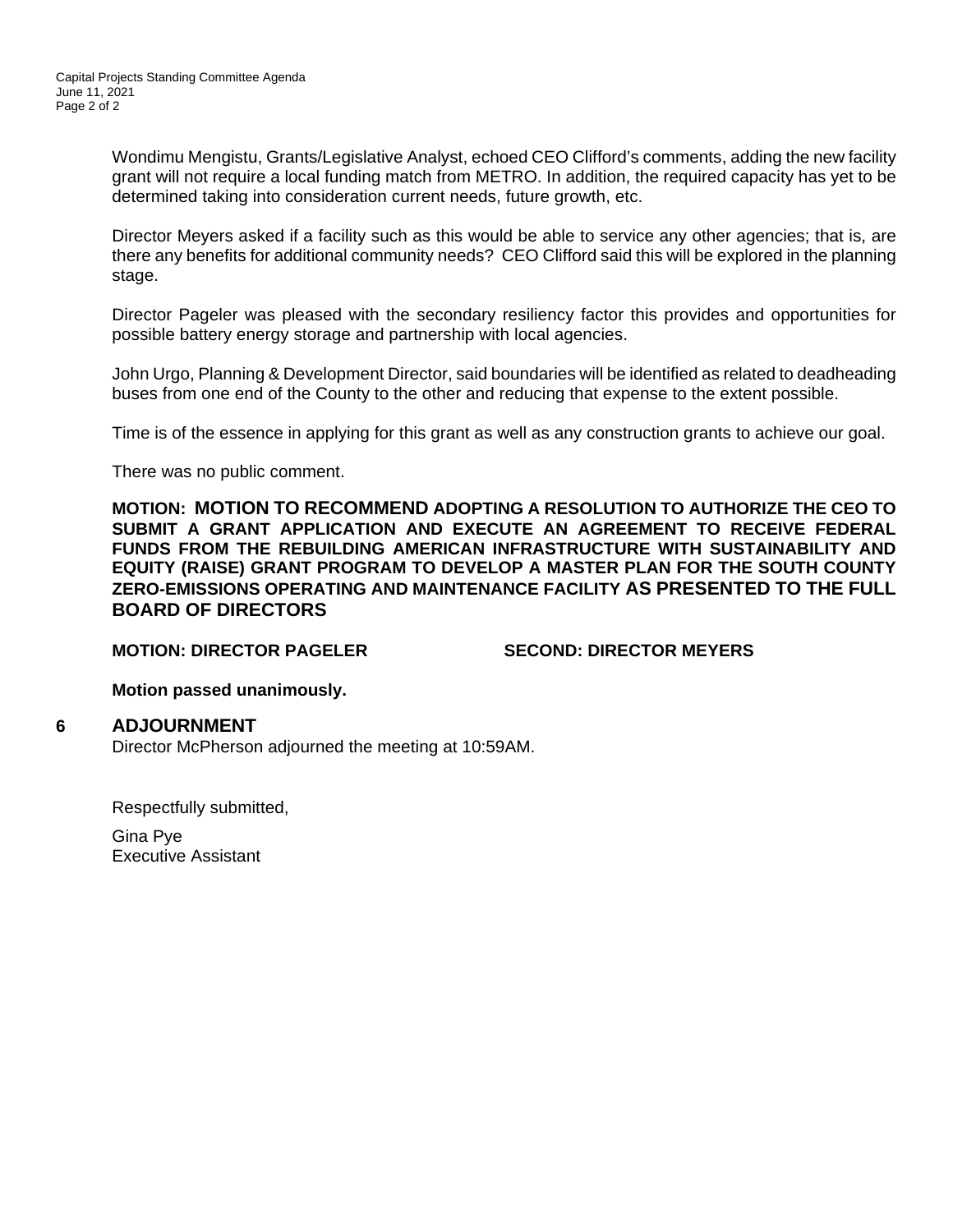Wondimu Mengistu, Grants/Legislative Analyst, echoed CEO Clifford's comments, adding the new facility grant will not require a local funding match from METRO. In addition, the required capacity has yet to be determined taking into consideration current needs, future growth, etc.

Director Meyers asked if a facility such as this would be able to service any other agencies; that is, are there any benefits for additional community needs? CEO Clifford said this will be explored in the planning stage.

Director Pageler was pleased with the secondary resiliency factor this provides and opportunities for possible battery energy storage and partnership with local agencies.

John Urgo, Planning & Development Director, said boundaries will be identified as related to deadheading buses from one end of the County to the other and reducing that expense to the extent possible.

Time is of the essence in applying for this grant as well as any construction grants to achieve our goal.

There was no public comment.

**MOTION: MOTION TO RECOMMEND ADOPTING A RESOLUTION TO AUTHORIZE THE CEO TO SUBMIT A GRANT APPLICATION AND EXECUTE AN AGREEMENT TO RECEIVE FEDERAL FUNDS FROM THE REBUILDING AMERICAN INFRASTRUCTURE WITH SUSTAINABILITY AND EQUITY (RAISE) GRANT PROGRAM TO DEVELOP A MASTER PLAN FOR THE SOUTH COUNTY ZERO-EMISSIONS OPERATING AND MAINTENANCE FACILITY AS PRESENTED TO THE FULL BOARD OF DIRECTORS**

**MOTION: DIRECTOR PAGELER** **SECOND: DIRECTOR MEYERS**

**Motion passed unanimously.**

## 6 ADJOURNMENT

Director McPherson adjourned the meeting at 10:59AM.

Respectfully submitted,

Gina Pye
Executive Assistant